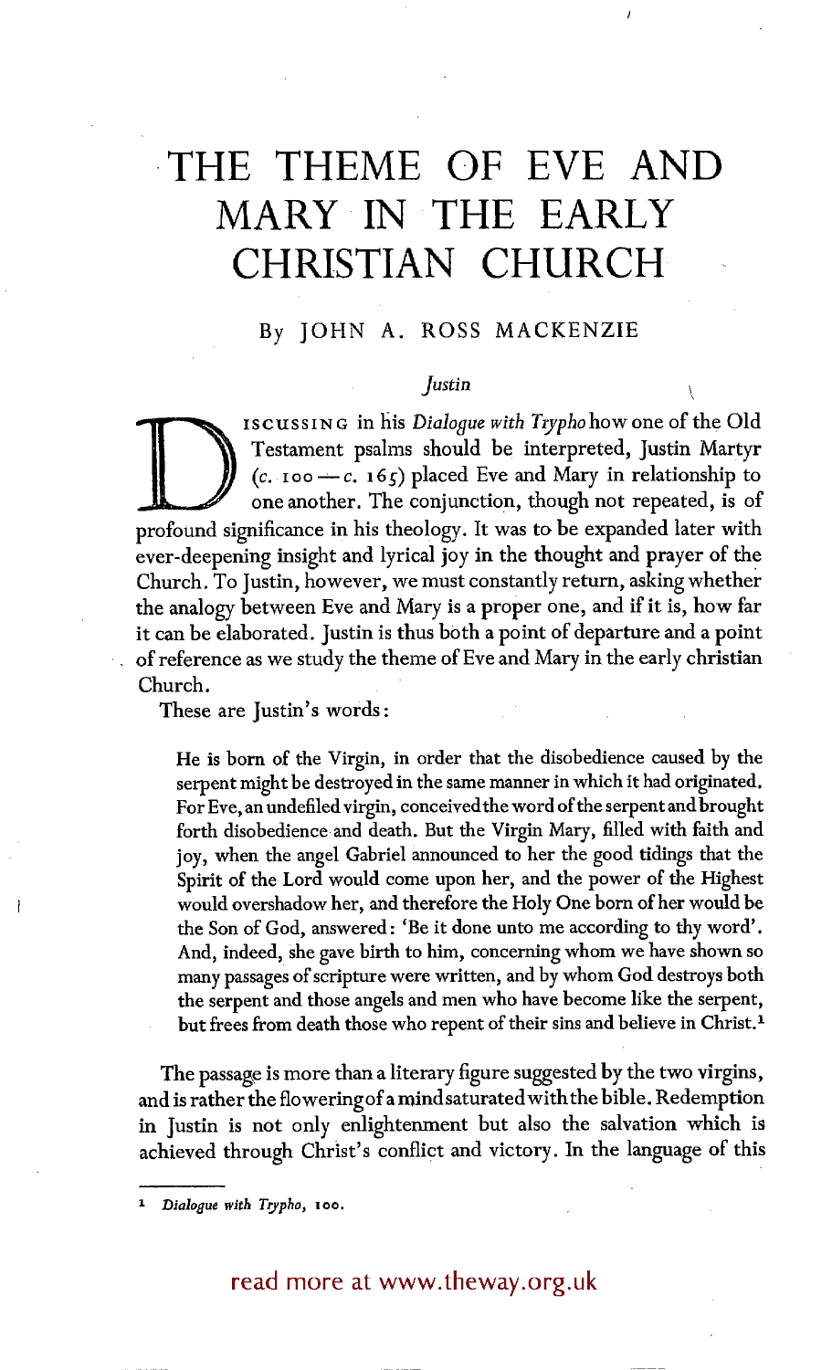# THE THEME OF EVE AND MARY IN THE EARLY CHRISTIAN CHURCH

By JOHN A. ROSS MACKENZIE

## *Justin*

Discussing in his *Dialogue with Trypho* how one of the Old Testament psalms should be interpreted, Justin Martyr (*c.* 100 — *c.* 165) placed Eve and Mary in relationship to one another. The conjunction, though not repeated, is of profound significance in his theology. It was to be expanded later with ever-deepening insight and lyrical joy in the thought and prayer of the Church. To Justin, however, we must constantly return, asking whether the analogy between Eve and Mary is a proper one, and if it is, how far it can be elaborated. Justin is thus both a point of departure and a point of reference as we study the theme of Eve and Mary in the early christian Church.

These are Justin's words:

> He is born of the Virgin, in order that the disobedience caused by the serpent might be destroyed in the same manner in which it had originated. For Eve, an undefiled virgin, conceived the word of the serpent and brought forth disobedience and death. But the Virgin Mary, filled with faith and joy, when the angel Gabriel announced to her the good tidings that the Spirit of the Lord would come upon her, and the power of the Highest would overshadow her, and therefore the Holy One born of her would be the Son of God, answered: 'Be it done unto me according to thy word'. And, indeed, she gave birth to him, concerning whom we have shown so many passages of scripture were written, and by whom God destroys both the serpent and those angels and men who have become like the serpent, but frees from death those who repent of their sins and believe in Christ.[1]

The passage is more than a literary figure suggested by the two virgins, and is rather the flowering of a mind saturated with the bible. Redemption in Justin is not only enlightenment but also the salvation which is achieved through Christ's conflict and victory. In the language of this

---

[1] *Dialogue with Trypho*, 100.

read more at www.theway.org.uk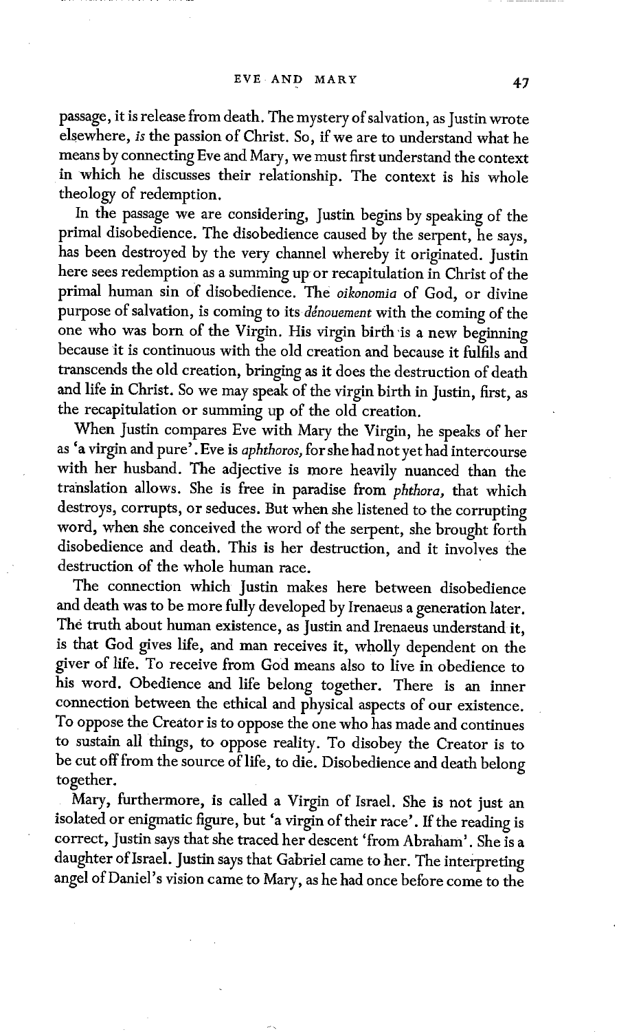passage, it is release from death. The mystery of salvation, as Justin wrote elsewhere, *is* the passion of Christ. So, if we are to understand what he means by connecting Eve and Mary, we must first understand the context in which he discusses their relationship. The context is his whole theology of redemption.

In the passage we are considering, Justin begins by speaking of the primal disobedience. The disobedience caused by the serpent, he says, has been destroyed by the very channel whereby it originated. Justin here sees redemption as a summing up or recapitulation in Christ of the primal human sin of disobedience. The *oikonomia* of God, or divine purpose of salvation, is coming to its *dénouement* with the coming of the one who was born of the Virgin. His virgin birth is a new beginning because it is continuous with the old creation and because it fulfils and transcends the old creation, bringing as it does the destruction of death and life in Christ. So we may speak of the virgin birth in Justin, first, as the recapitulation or summing up of the old creation.

When Justin compares Eve with Mary the Virgin, he speaks of her as 'a virgin and pure'. Eve is *aphthoros,* for she had not yet had intercourse with her husband. The adjective is more heavily nuanced than the translation allows. She is free in paradise from *phthora,* that which destroys, corrupts, or seduces. But when she listened to the corrupting word, when she conceived the word of the serpent, she brought forth disobedience and death. This is her destruction, and it involves the destruction of the whole human race.

The connection which Justin makes here between disobedience and death was to be more fully developed by Irenaeus a generation later. The truth about human existence, as Justin and Irenaeus understand it, is that God gives life, and man receives it, wholly dependent on the giver of life. To receive from God means also to live in obedience to his word. Obedience and life belong together. There is an inner connection between the ethical and physical aspects of our existence. To oppose the Creator is to oppose the one who has made and continues to sustain all things, to oppose reality. To disobey the Creator is to be cut off from the source of life, to die. Disobedience and death belong together.

Mary, furthermore, is called a Virgin of Israel. She is not just an isolated or enigmatic figure, but 'a virgin of their race'. If the reading is correct, Justin says that she traced her descent 'from Abraham'. She is a daughter of Israel. Justin says that Gabriel came to her. The interpreting angel of Daniel's vision came to Mary, as he had once before come to the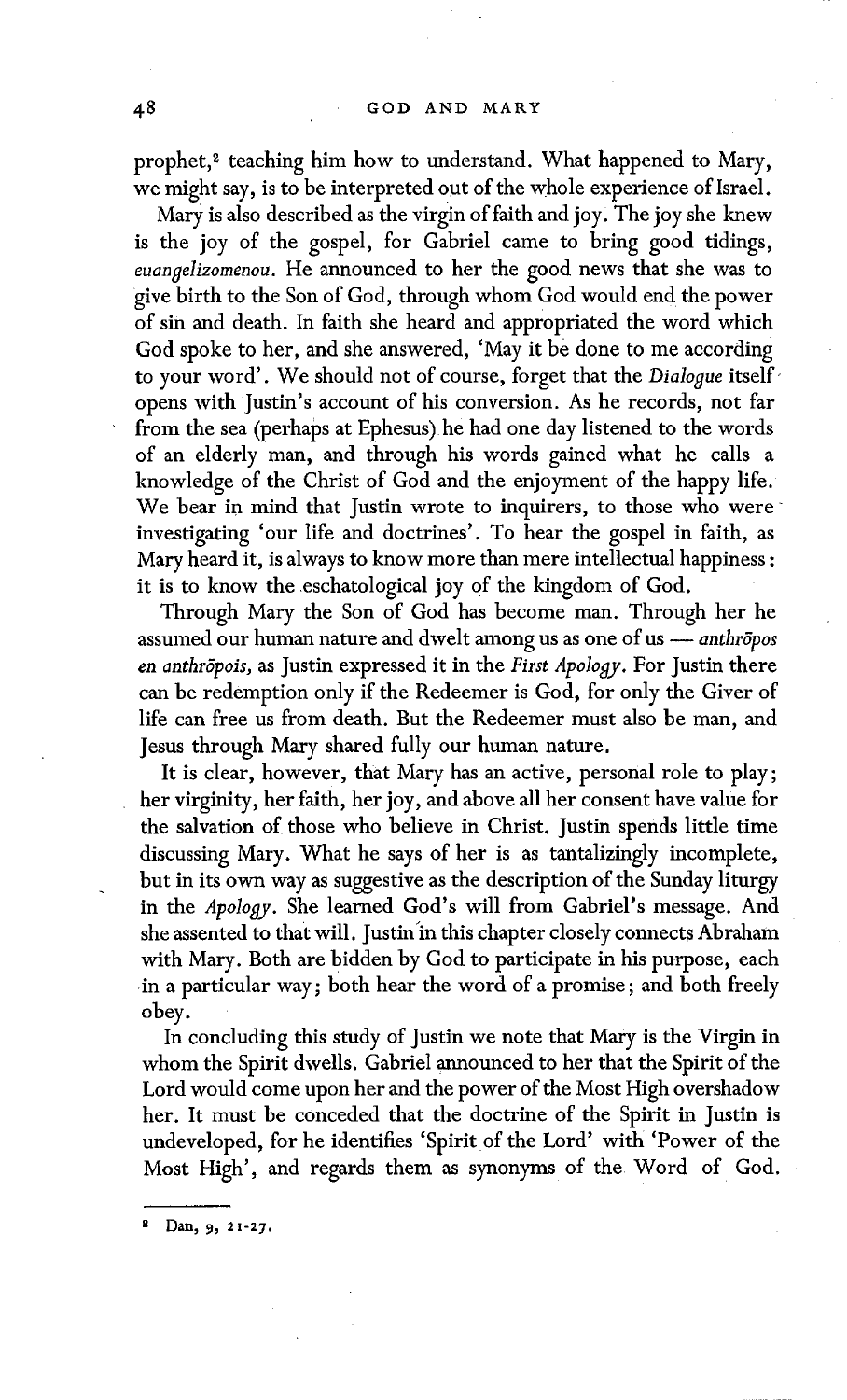prophet,[2] teaching him how to understand. What happened to Mary, we might say, is to be interpreted out of the whole experience of Israel.

Mary is also described as the virgin of faith and joy. The joy she knew is the joy of the gospel, for Gabriel came to bring good tidings, *euangelizomenou*. He announced to her the good news that she was to give birth to the Son of God, through whom God would end the power of sin and death. In faith she heard and appropriated the word which God spoke to her, and she answered, 'May it be done to me according to your word'. We should not of course, forget that the *Dialogue* itself opens with Justin's account of his conversion. As he records, not far from the sea (perhaps at Ephesus) he had one day listened to the words of an elderly man, and through his words gained what he calls a knowledge of the Christ of God and the enjoyment of the happy life. We bear in mind that Justin wrote to inquirers, to those who were investigating 'our life and doctrines'. To hear the gospel in faith, as Mary heard it, is always to know more than mere intellectual happiness: it is to know the eschatological joy of the kingdom of God.

Through Mary the Son of God has become man. Through her he assumed our human nature and dwelt among us as one of us — *anthrōpos en anthrōpois*, as Justin expressed it in the *First Apology*. For Justin there can be redemption only if the Redeemer is God, for only the Giver of life can free us from death. But the Redeemer must also be man, and Jesus through Mary shared fully our human nature.

It is clear, however, that Mary has an active, personal role to play; her virginity, her faith, her joy, and above all her consent have value for the salvation of those who believe in Christ. Justin spends little time discussing Mary. What he says of her is as tantalizingly incomplete, but in its own way as suggestive as the description of the Sunday liturgy in the *Apology*. She learned God's will from Gabriel's message. And she assented to that will. Justin in this chapter closely connects Abraham with Mary. Both are bidden by God to participate in his purpose, each in a particular way; both hear the word of a promise; and both freely obey.

In concluding this study of Justin we note that Mary is the Virgin in whom the Spirit dwells. Gabriel announced to her that the Spirit of the Lord would come upon her and the power of the Most High overshadow her. It must be conceded that the doctrine of the Spirit in Justin is undeveloped, for he identifies 'Spirit of the Lord' with 'Power of the Most High', and regards them as synonyms of the Word of God.

---

[2] Dan, 9, 21-27.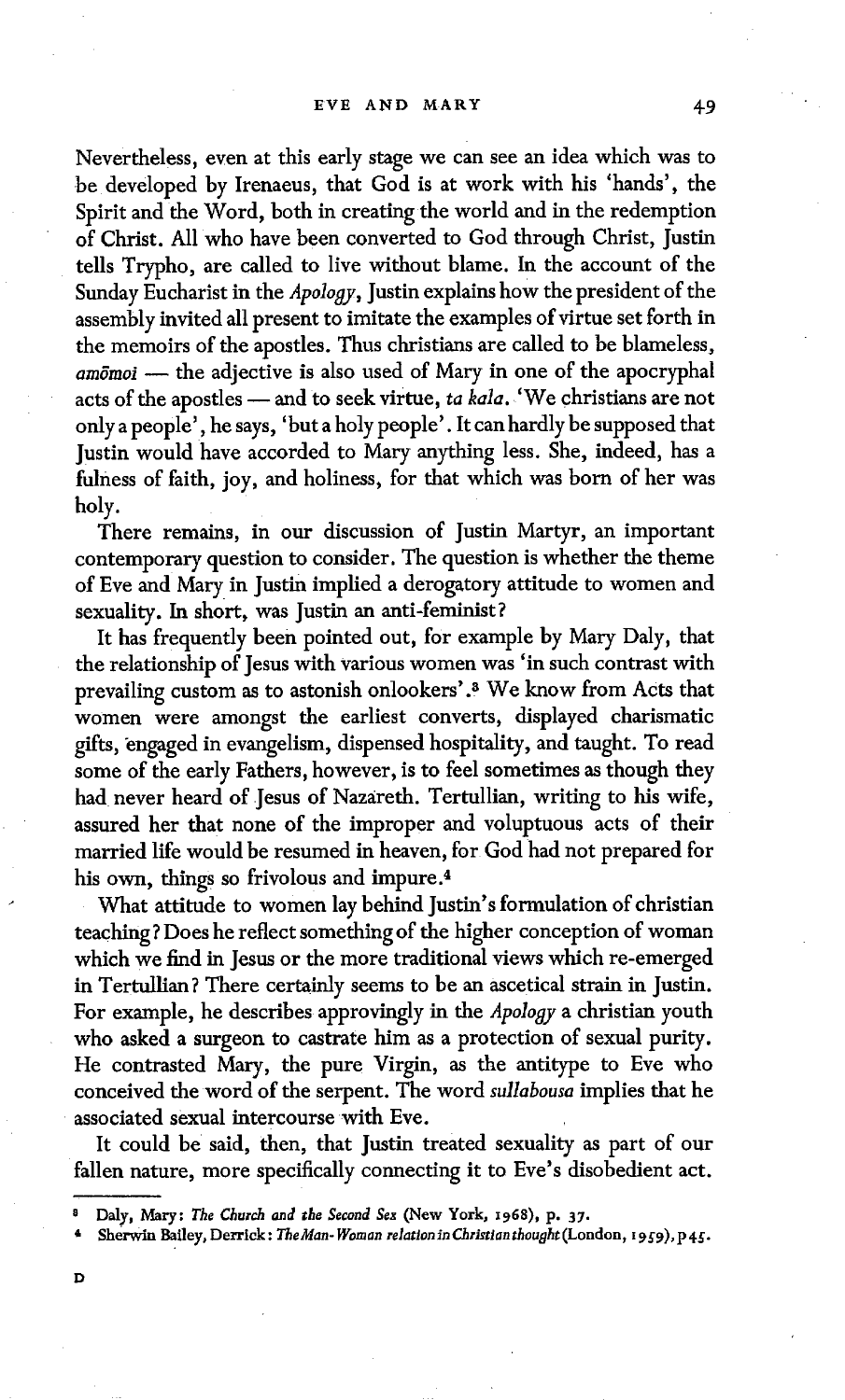Nevertheless, even at this early stage we can see an idea which was to be developed by Irenaeus, that God is at work with his 'hands', the Spirit and the Word, both in creating the world and in the redemption of Christ. All who have been converted to God through Christ, Justin tells Trypho, are called to live without blame. In the account of the Sunday Eucharist in the *Apology*, Justin explains how the president of the assembly invited all present to imitate the examples of virtue set forth in the memoirs of the apostles. Thus christians are called to be blameless, *amōmoi* — the adjective is also used of Mary in one of the apocryphal acts of the apostles — and to seek virtue, *ta kala*. 'We christians are not only a people', he says, 'but a holy people'. It can hardly be supposed that Justin would have accorded to Mary anything less. She, indeed, has a fulness of faith, joy, and holiness, for that which was born of her was holy.

There remains, in our discussion of Justin Martyr, an important contemporary question to consider. The question is whether the theme of Eve and Mary in Justin implied a derogatory attitude to women and sexuality. In short, was Justin an anti-feminist?

It has frequently been pointed out, for example by Mary Daly, that the relationship of Jesus with various women was 'in such contrast with prevailing custom as to astonish onlookers'.[3] We know from Acts that women were amongst the earliest converts, displayed charismatic gifts, engaged in evangelism, dispensed hospitality, and taught. To read some of the early Fathers, however, is to feel sometimes as though they had never heard of Jesus of Nazareth. Tertullian, writing to his wife, assured her that none of the improper and voluptuous acts of their married life would be resumed in heaven, for God had not prepared for his own, things so frivolous and impure.[4]

What attitude to women lay behind Justin's formulation of christian teaching? Does he reflect something of the higher conception of woman which we find in Jesus or the more traditional views which re-emerged in Tertullian? There certainly seems to be an ascetical strain in Justin. For example, he describes approvingly in the *Apology* a christian youth who asked a surgeon to castrate him as a protection of sexual purity. He contrasted Mary, the pure Virgin, as the antitype to Eve who conceived the word of the serpent. The word *sullabousa* implies that he associated sexual intercourse with Eve.

It could be said, then, that Justin treated sexuality as part of our fallen nature, more specifically connecting it to Eve's disobedient act.

---

[3] Daly, Mary: *The Church and the Second Sex* (New York, 1968), p. 37.

[4] Sherwin Bailey, Derrick: *The Man-Woman relation in Christian thought* (London, 1959), p 45.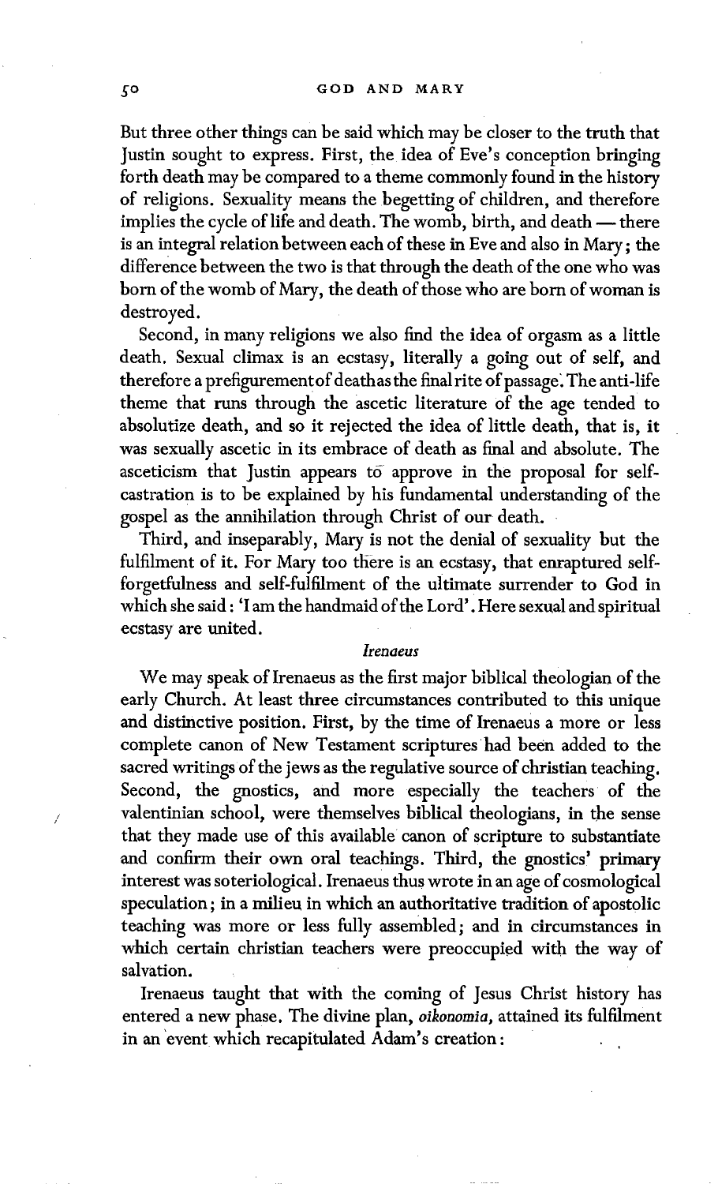But three other things can be said which may be closer to the truth that Justin sought to express. First, the idea of Eve's conception bringing forth death may be compared to a theme commonly found in the history of religions. Sexuality means the begetting of children, and therefore implies the cycle of life and death. The womb, birth, and death — there is an integral relation between each of these in Eve and also in Mary; the difference between the two is that through the death of the one who was born of the womb of Mary, the death of those who are born of woman is destroyed.

Second, in many religions we also find the idea of orgasm as a little death. Sexual climax is an ecstasy, literally a going out of self, and therefore a prefigurement of death as the final rite of passage. The anti-life theme that runs through the ascetic literature of the age tended to absolutize death, and so it rejected the idea of little death, that is, it was sexually ascetic in its embrace of death as final and absolute. The asceticism that Justin appears to approve in the proposal for self-castration is to be explained by his fundamental understanding of the gospel as the annihilation through Christ of our death.

Third, and inseparably, Mary is not the denial of sexuality but the fulfilment of it. For Mary too there is an ecstasy, that enraptured self-forgetfulness and self-fulfilment of the ultimate surrender to God in which she said: 'I am the handmaid of the Lord'. Here sexual and spiritual ecstasy are united.

### *Irenaeus*

We may speak of Irenaeus as the first major biblical theologian of the early Church. At least three circumstances contributed to this unique and distinctive position. First, by the time of Irenaeus a more or less complete canon of New Testament scriptures had been added to the sacred writings of the jews as the regulative source of christian teaching. Second, the gnostics, and more especially the teachers of the valentinian school, were themselves biblical theologians, in the sense that they made use of this available canon of scripture to substantiate and confirm their own oral teachings. Third, the gnostics' primary interest was soteriological. Irenaeus thus wrote in an age of cosmological speculation; in a milieu in which an authoritative tradition of apostolic teaching was more or less fully assembled; and in circumstances in which certain christian teachers were preoccupied with the way of salvation.

Irenaeus taught that with the coming of Jesus Christ history has entered a new phase. The divine plan, *oikonomia*, attained its fulfilment in an event which recapitulated Adam's creation: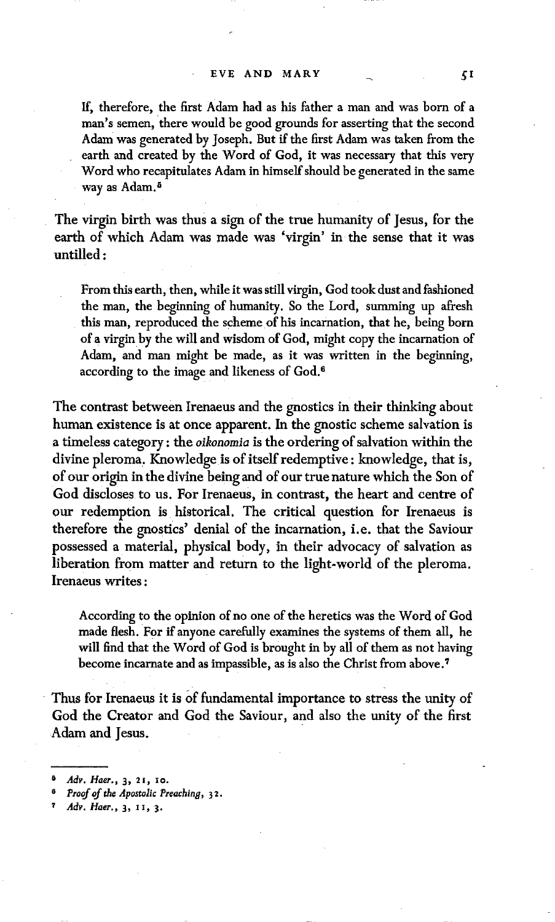> If, therefore, the first Adam had as his father a man and was born of a man's semen, there would be good grounds for asserting that the second Adam was generated by Joseph. But if the first Adam was taken from the earth and created by the Word of God, it was necessary that this very Word who recapitulates Adam in himself should be generated in the same way as Adam.[5]

The virgin birth was thus a sign of the true humanity of Jesus, for the earth of which Adam was made was 'virgin' in the sense that it was untilled:

> From this earth, then, while it was still virgin, God took dust and fashioned the man, the beginning of humanity. So the Lord, summing up afresh this man, reproduced the scheme of his incarnation, that he, being born of a virgin by the will and wisdom of God, might copy the incarnation of Adam, and man might be made, as it was written in the beginning, according to the image and likeness of God.[6]

The contrast between Irenaeus and the gnostics in their thinking about human existence is at once apparent. In the gnostic scheme salvation is a timeless category: the *oikonomia* is the ordering of salvation within the divine pleroma. Knowledge is of itself redemptive: knowledge, that is, of our origin in the divine being and of our true nature which the Son of God discloses to us. For Irenaeus, in contrast, the heart and centre of our redemption is historical. The critical question for Irenaeus is therefore the gnostics' denial of the incarnation, i.e. that the Saviour possessed a material, physical body, in their advocacy of salvation as liberation from matter and return to the light-world of the pleroma. Irenaeus writes:

> According to the opinion of no one of the heretics was the Word of God made flesh. For if anyone carefully examines the systems of them all, he will find that the Word of God is brought in by all of them as not having become incarnate and as impassible, as is also the Christ from above.[7]

Thus for Irenaeus it is of fundamental importance to stress the unity of God the Creator and God the Saviour, and also the unity of the first Adam and Jesus.

---

[5] *Adv. Haer.*, 3, 21, 10.

[6] *Proof of the Apostolic Preaching*, 32.

[7] *Adv. Haer.*, 3, 11, 3.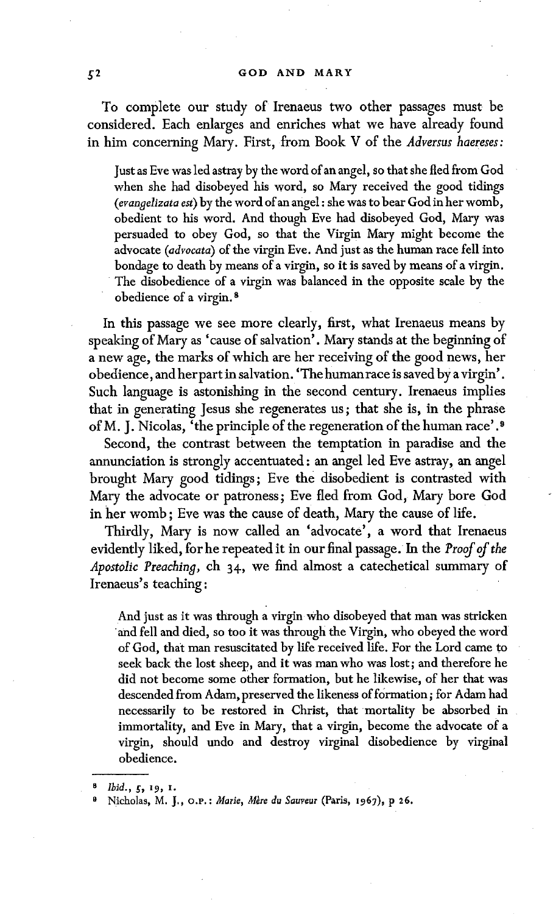To complete our study of Irenaeus two other passages must be considered. Each enlarges and enriches what we have already found in him concerning Mary. First, from Book V of the *Adversus haereses:*

> Just as Eve was led astray by the word of an angel, so that she fled from God when she had disobeyed his word, so Mary received the good tidings (*evangelizata est*) by the word of an angel: she was to bear God in her womb, obedient to his word. And though Eve had disobeyed God, Mary was persuaded to obey God, so that the Virgin Mary might become the advocate (*advocata*) of the virgin Eve. And just as the human race fell into bondage to death by means of a virgin, so it is saved by means of a virgin. The disobedience of a virgin was balanced in the opposite scale by the obedience of a virgin.[8]

In this passage we see more clearly, first, what Irenaeus means by speaking of Mary as 'cause of salvation'. Mary stands at the beginning of a new age, the marks of which are her receiving of the good news, her obedience, and her part in salvation. 'The human race is saved by a virgin'. Such language is astonishing in the second century. Irenaeus implies that in generating Jesus she regenerates us; that she is, in the phrase of M. J. Nicolas, 'the principle of the regeneration of the human race'.[9]

Second, the contrast between the temptation in paradise and the annunciation is strongly accentuated: an angel led Eve astray, an angel brought Mary good tidings; Eve the disobedient is contrasted with Mary the advocate or patroness; Eve fled from God, Mary bore God in her womb; Eve was the cause of death, Mary the cause of life.

Thirdly, Mary is now called an 'advocate', a word that Irenaeus evidently liked, for he repeated it in our final passage. In the *Proof of the Apostolic Preaching*, ch 34, we find almost a catechetical summary of Irenaeus's teaching:

> And just as it was through a virgin who disobeyed that man was stricken and fell and died, so too it was through the Virgin, who obeyed the word of God, that man resuscitated by life received life. For the Lord came to seek back the lost sheep, and it was man who was lost; and therefore he did not become some other formation, but he likewise, of her that was descended from Adam, preserved the likeness of formation; for Adam had necessarily to be restored in Christ, that mortality be absorbed in immortality, and Eve in Mary, that a virgin, become the advocate of a virgin, should undo and destroy virginal disobedience by virginal obedience.

---

[8] *Ibid.*, 5, 19, 1.

[9] Nicholas, M. J., O.P.: *Marie, Mère du Sauveur* (Paris, 1967), p 26.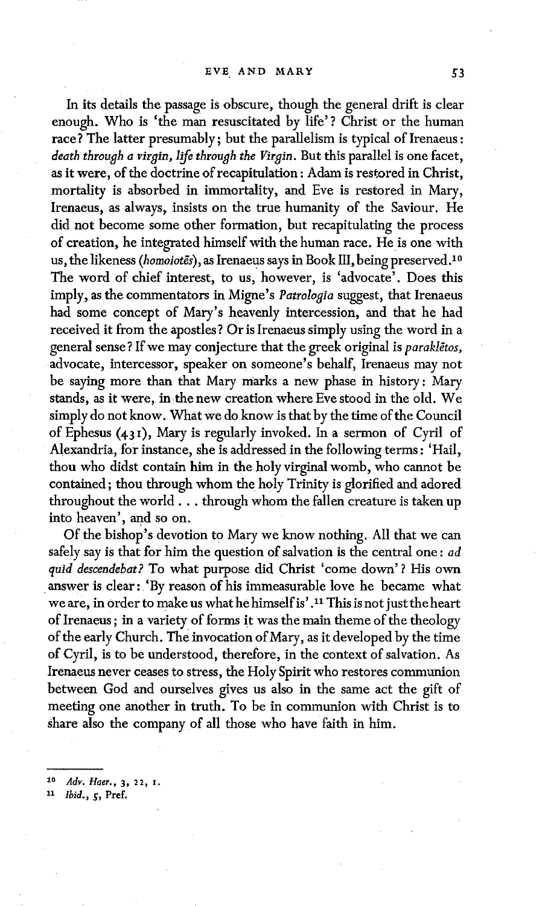In its details the passage is obscure, though the general drift is clear enough. Who is 'the man resuscitated by life'? Christ or the human race? The latter presumably; but the parallelism is typical of Irenaeus: *death through a virgin, life through the Virgin*. But this parallel is one facet, as it were, of the doctrine of recapitulation: Adam is restored in Christ, mortality is absorbed in immortality, and Eve is restored in Mary, Irenaeus, as always, insists on the true humanity of the Saviour. He did not become some other formation, but recapitulating the process of creation, he integrated himself with the human race. He is one with us, the likeness (*homoiotēs*), as Irenaeus says in Book III, being preserved.[10] The word of chief interest, to us, however, is 'advocate'. Does this imply, as the commentators in Migne's *Patrologia* suggest, that Irenaeus had some concept of Mary's heavenly intercession, and that he had received it from the apostles? Or is Irenaeus simply using the word in a general sense? If we may conjecture that the greek original is *paraklētos*, advocate, intercessor, speaker on someone's behalf, Irenaeus may not be saying more than that Mary marks a new phase in history: Mary stands, as it were, in the new creation where Eve stood in the old. We simply do not know. What we do know is that by the time of the Council of Ephesus (431), Mary is regularly invoked. In a sermon of Cyril of Alexandria, for instance, she is addressed in the following terms: 'Hail, thou who didst contain him in the holy virginal womb, who cannot be contained; thou through whom the holy Trinity is glorified and adored throughout the world . . . through whom the fallen creature is taken up into heaven', and so on.

Of the bishop's devotion to Mary we know nothing. All that we can safely say is that for him the question of salvation is the central one: *ad quid descendebat?* To what purpose did Christ 'come down'? His own answer is clear: 'By reason of his immeasurable love he became what we are, in order to make us what he himself is'.[11] This is not just the heart of Irenaeus; in a variety of forms it was the main theme of the theology of the early Church. The invocation of Mary, as it developed by the time of Cyril, is to be understood, therefore, in the context of salvation. As Irenaeus never ceases to stress, the Holy Spirit who restores communion between God and ourselves gives us also in the same act the gift of meeting one another in truth. To be in communion with Christ is to share also the company of all those who have faith in him.

---

[10] *Adv. Haer.*, 3, 22, 1.

[11] *Ibid.*, 5, Pref.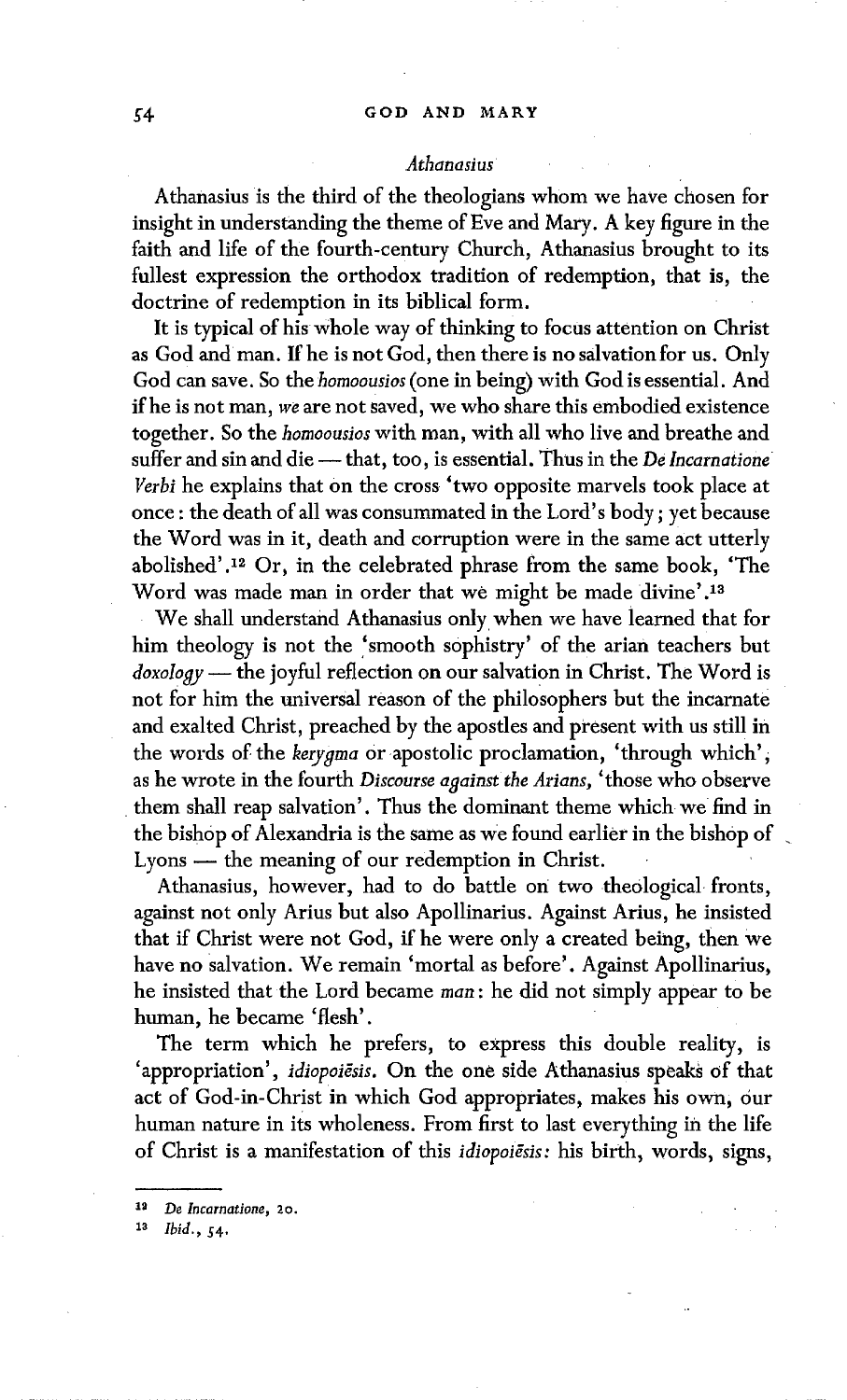### *Athanasius*

Athanasius is the third of the theologians whom we have chosen for insight in understanding the theme of Eve and Mary. A key figure in the faith and life of the fourth-century Church, Athanasius brought to its fullest expression the orthodox tradition of redemption, that is, the doctrine of redemption in its biblical form.

It is typical of his whole way of thinking to focus attention on Christ as God and man. If he is not God, then there is no salvation for us. Only God can save. So the *homoousios* (one in being) with God is essential. And if he is not man, *we* are not saved, we who share this embodied existence together. So the *homoousios* with man, with all who live and breathe and suffer and sin and die — that, too, is essential. Thus in the *De Incarnatione Verbi* he explains that on the cross 'two opposite marvels took place at once: the death of all was consummated in the Lord's body; yet because the Word was in it, death and corruption were in the same act utterly abolished'.[12] Or, in the celebrated phrase from the same book, 'The Word was made man in order that we might be made divine'.[13]

We shall understand Athanasius only when we have learned that for him theology is not the 'smooth sophistry' of the arian teachers but *doxology* — the joyful reflection on our salvation in Christ. The Word is not for him the universal reason of the philosophers but the incarnate and exalted Christ, preached by the apostles and present with us still in the words of the *kerygma* or apostolic proclamation, 'through which', as he wrote in the fourth *Discourse against the Arians*, 'those who observe them shall reap salvation'. Thus the dominant theme which we find in the bishop of Alexandria is the same as we found earlier in the bishop of Lyons — the meaning of our redemption in Christ.

Athanasius, however, had to do battle on two theological fronts, against not only Arius but also Apollinarius. Against Arius, he insisted that if Christ were not God, if he were only a created being, then we have no salvation. We remain 'mortal as before'. Against Apollinarius, he insisted that the Lord became *man*: he did not simply appear to be human, he became 'flesh'.

The term which he prefers, to express this double reality, is 'appropriation', *idiopoiēsis*. On the one side Athanasius speaks of that act of God-in-Christ in which God appropriates, makes his own, our human nature in its wholeness. From first to last everything in the life of Christ is a manifestation of this *idiopoiēsis:* his birth, words, signs,

---

[12] *De Incarnatione*, 20.

[13] *Ibid.*, 54.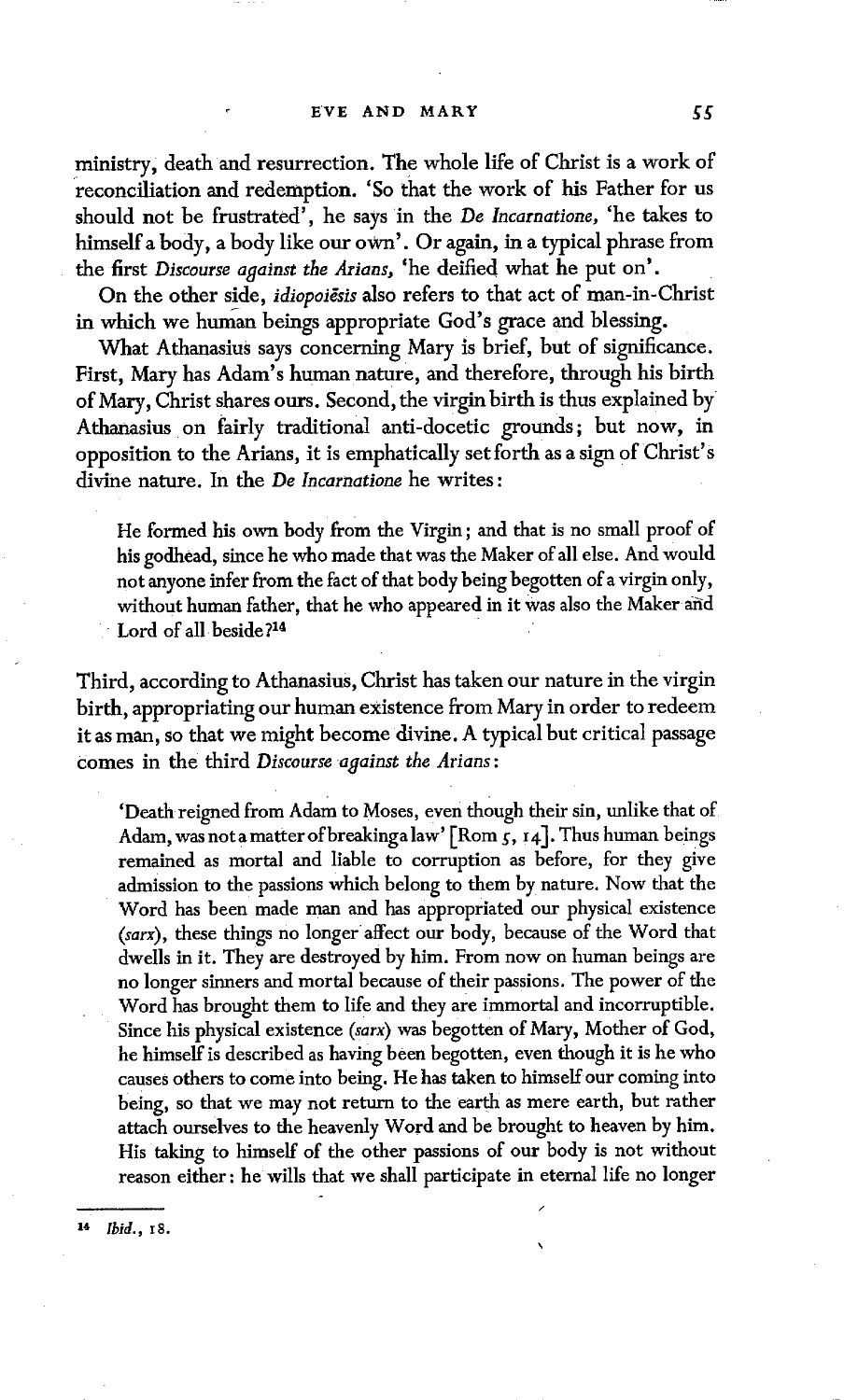ministry, death and resurrection. The whole life of Christ is a work of reconciliation and redemption. 'So that the work of his Father for us should not be frustrated', he says in the *De Incarnatione*, 'he takes to himself a body, a body like our own'. Or again, in a typical phrase from the first *Discourse against the Arians*, 'he deified what he put on'.

On the other side, *idiopoiēsis* also refers to that act of man-in-Christ in which we human beings appropriate God's grace and blessing.

What Athanasius says concerning Mary is brief, but of significance. First, Mary has Adam's human nature, and therefore, through his birth of Mary, Christ shares ours. Second, the virgin birth is thus explained by Athanasius on fairly traditional anti-docetic grounds; but now, in opposition to the Arians, it is emphatically set forth as a sign of Christ's divine nature. In the *De Incarnatione* he writes:

> He formed his own body from the Virgin; and that is no small proof of his godhead, since he who made that was the Maker of all else. And would not anyone infer from the fact of that body being begotten of a virgin only, without human father, that he who appeared in it was also the Maker and Lord of all beside?[14]

Third, according to Athanasius, Christ has taken our nature in the virgin birth, appropriating our human existence from Mary in order to redeem it as man, so that we might become divine. A typical but critical passage comes in the third *Discourse against the Arians*:

> 'Death reigned from Adam to Moses, even though their sin, unlike that of Adam, was not a matter of breaking a law' [Rom 5, 14]. Thus human beings remained as mortal and liable to corruption as before, for they give admission to the passions which belong to them by nature. Now that the Word has been made man and has appropriated our physical existence (*sarx*), these things no longer affect our body, because of the Word that dwells in it. They are destroyed by him. From now on human beings are no longer sinners and mortal because of their passions. The power of the Word has brought them to life and they are immortal and incorruptible. Since his physical existence (*sarx*) was begotten of Mary, Mother of God, he himself is described as having been begotten, even though it is he who causes others to come into being. He has taken to himself our coming into being, so that we may not return to the earth as mere earth, but rather attach ourselves to the heavenly Word and be brought to heaven by him. His taking to himself of the other passions of our body is not without reason either: he wills that we shall participate in eternal life no longer

---

[14] *Ibid.*, 18.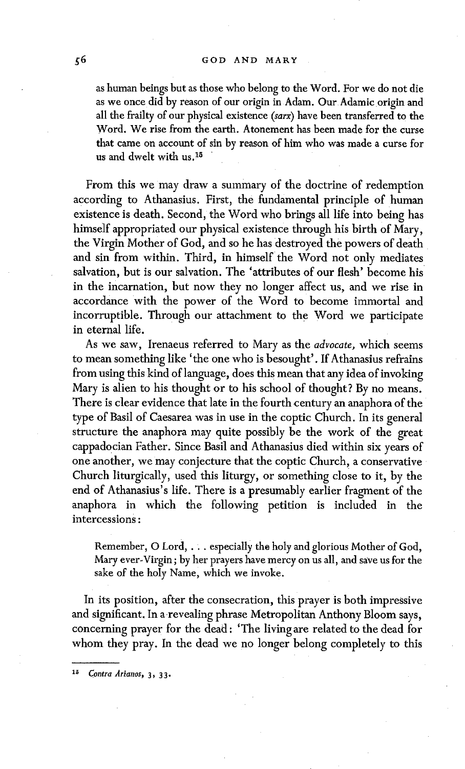> as human beings but as those who belong to the Word. For we do not die as we once did by reason of our origin in Adam. Our Adamic origin and all the frailty of our physical existence (*sarx*) have been transferred to the Word. We rise from the earth. Atonement has been made for the curse that came on account of sin by reason of him who was made a curse for us and dwelt with us.[15]

From this we may draw a summary of the doctrine of redemption according to Athanasius. First, the fundamental principle of human existence is death. Second, the Word who brings all life into being has himself appropriated our physical existence through his birth of Mary, the Virgin Mother of God, and so he has destroyed the powers of death and sin from within. Third, in himself the Word not only mediates salvation, but is our salvation. The 'attributes of our flesh' become his in the incarnation, but now they no longer affect us, and we rise in accordance with the power of the Word to become immortal and incorruptible. Through our attachment to the Word we participate in eternal life.

As we saw, Irenaeus referred to Mary as the *advocate*, which seems to mean something like 'the one who is besought'. If Athanasius refrains from using this kind of language, does this mean that any idea of invoking Mary is alien to his thought or to his school of thought? By no means. There is clear evidence that late in the fourth century an anaphora of the type of Basil of Caesarea was in use in the coptic Church. In its general structure the anaphora may quite possibly be the work of the great cappadocian Father. Since Basil and Athanasius died within six years of one another, we may conjecture that the coptic Church, a conservative Church liturgically, used this liturgy, or something close to it, by the end of Athanasius's life. There is a presumably earlier fragment of the anaphora in which the following petition is included in the intercessions:

> Remember, O Lord, . . . especially the holy and glorious Mother of God, Mary ever-Virgin; by her prayers have mercy on us all, and save us for the sake of the holy Name, which we invoke.

In its position, after the consecration, this prayer is both impressive and significant. In a revealing phrase Metropolitan Anthony Bloom says, concerning prayer for the dead: 'The living are related to the dead for whom they pray. In the dead we no longer belong completely to this

---

[15] *Contra Arianos*, 3, 33.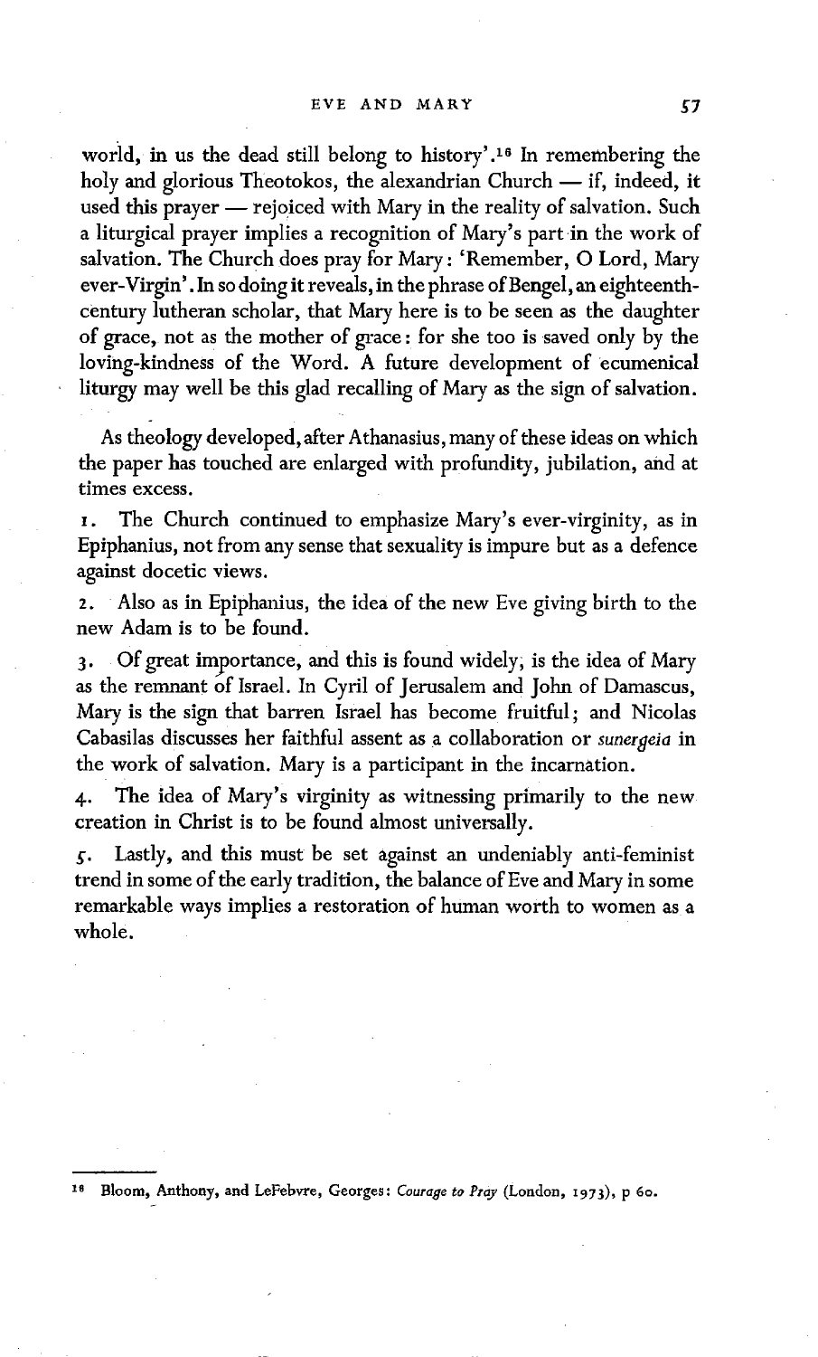world, in us the dead still belong to history'.[16] In remembering the holy and glorious Theotokos, the alexandrian Church — if, indeed, it used this prayer — rejoiced with Mary in the reality of salvation. Such a liturgical prayer implies a recognition of Mary's part in the work of salvation. The Church does pray for Mary: 'Remember, O Lord, Mary ever-Virgin'. In so doing it reveals, in the phrase of Bengel, an eighteenth-century lutheran scholar, that Mary here is to be seen as the daughter of grace, not as the mother of grace: for she too is saved only by the loving-kindness of the Word. A future development of ecumenical liturgy may well be this glad recalling of Mary as the sign of salvation.

As theology developed, after Athanasius, many of these ideas on which the paper has touched are enlarged with profundity, jubilation, and at times excess.

1. The Church continued to emphasize Mary's ever-virginity, as in Epiphanius, not from any sense that sexuality is impure but as a defence against docetic views.

2. Also as in Epiphanius, the idea of the new Eve giving birth to the new Adam is to be found.

3. Of great importance, and this is found widely, is the idea of Mary as the remnant of Israel. In Cyril of Jerusalem and John of Damascus, Mary is the sign that barren Israel has become fruitful; and Nicolas Cabasilas discusses her faithful assent as a collaboration or *sunergeia* in the work of salvation. Mary is a participant in the incarnation.

4. The idea of Mary's virginity as witnessing primarily to the new creation in Christ is to be found almost universally.

5. Lastly, and this must be set against an undeniably anti-feminist trend in some of the early tradition, the balance of Eve and Mary in some remarkable ways implies a restoration of human worth to women as a whole.

---

[16] Bloom, Anthony, and LeFebvre, Georges: *Courage to Pray* (London, 1973), p 60.